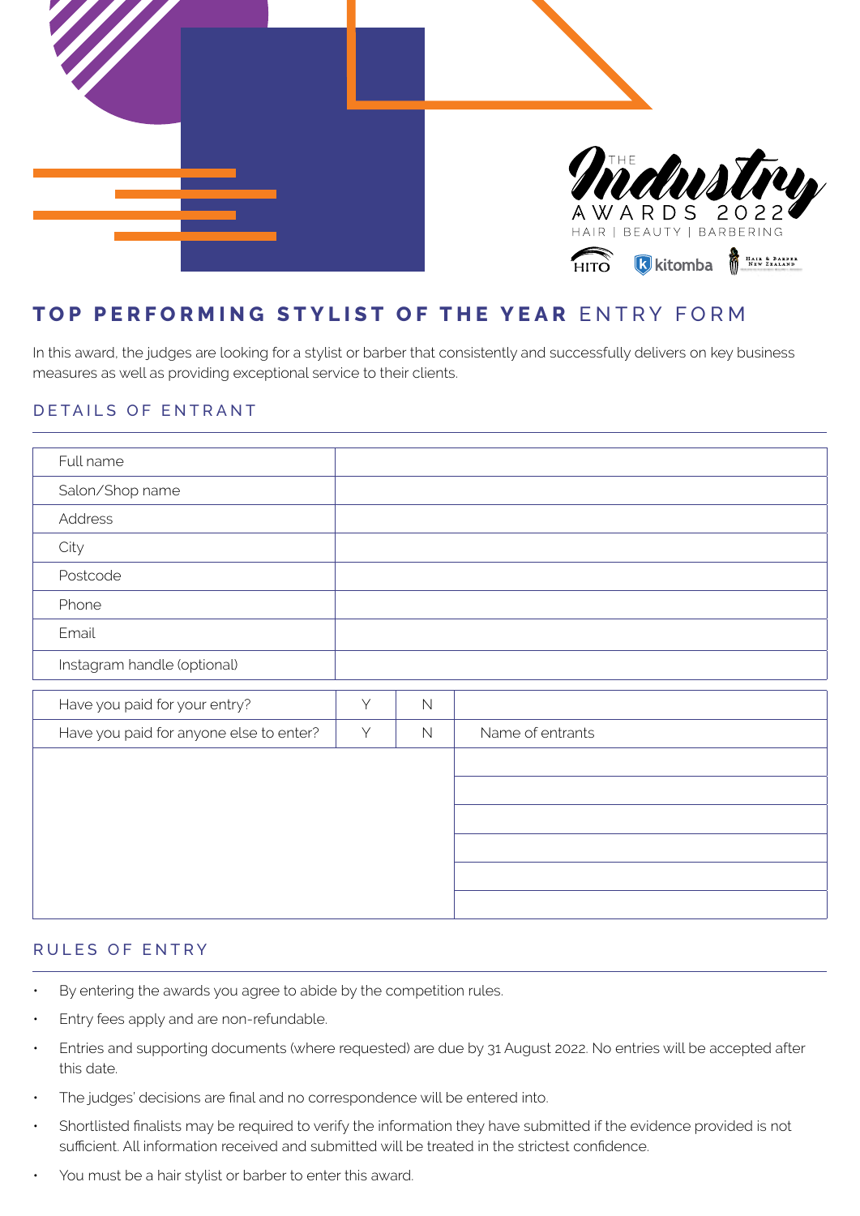THE Industry AWARDS 2022
HAIR | BEAUTY | BARBERING

HITO kitomba Hair & Barber New Zealand

# TOP PERFORMING STYLIST OF THE YEAR ENTRY FORM

In this award, the judges are looking for a stylist or barber that consistently and successfully delivers on key business measures as well as providing exceptional service to their clients.

## DETAILS OF ENTRANT

| | |
|---|---|
| Full name | |
| Salon/Shop name | |
| Address | |
| City | |
| Postcode | |
| Phone | |
| Email | |
| Instagram handle (optional) | |

| | | | |
|---|---|---|---|
| Have you paid for your entry? | Y | N | |
| Have you paid for anyone else to enter? | Y | N | Name of entrants |
| | | | |
| | | | |
| | | | |
| | | | |
| | | | |
| | | | |

## RULES OF ENTRY

- By entering the awards you agree to abide by the competition rules.
- Entry fees apply and are non-refundable.
- Entries and supporting documents (where requested) are due by 31 August 2022. No entries will be accepted after this date.
- The judges' decisions are final and no correspondence will be entered into.
- Shortlisted finalists may be required to verify the information they have submitted if the evidence provided is not sufficient. All information received and submitted will be treated in the strictest confidence.
- You must be a hair stylist or barber to enter this award.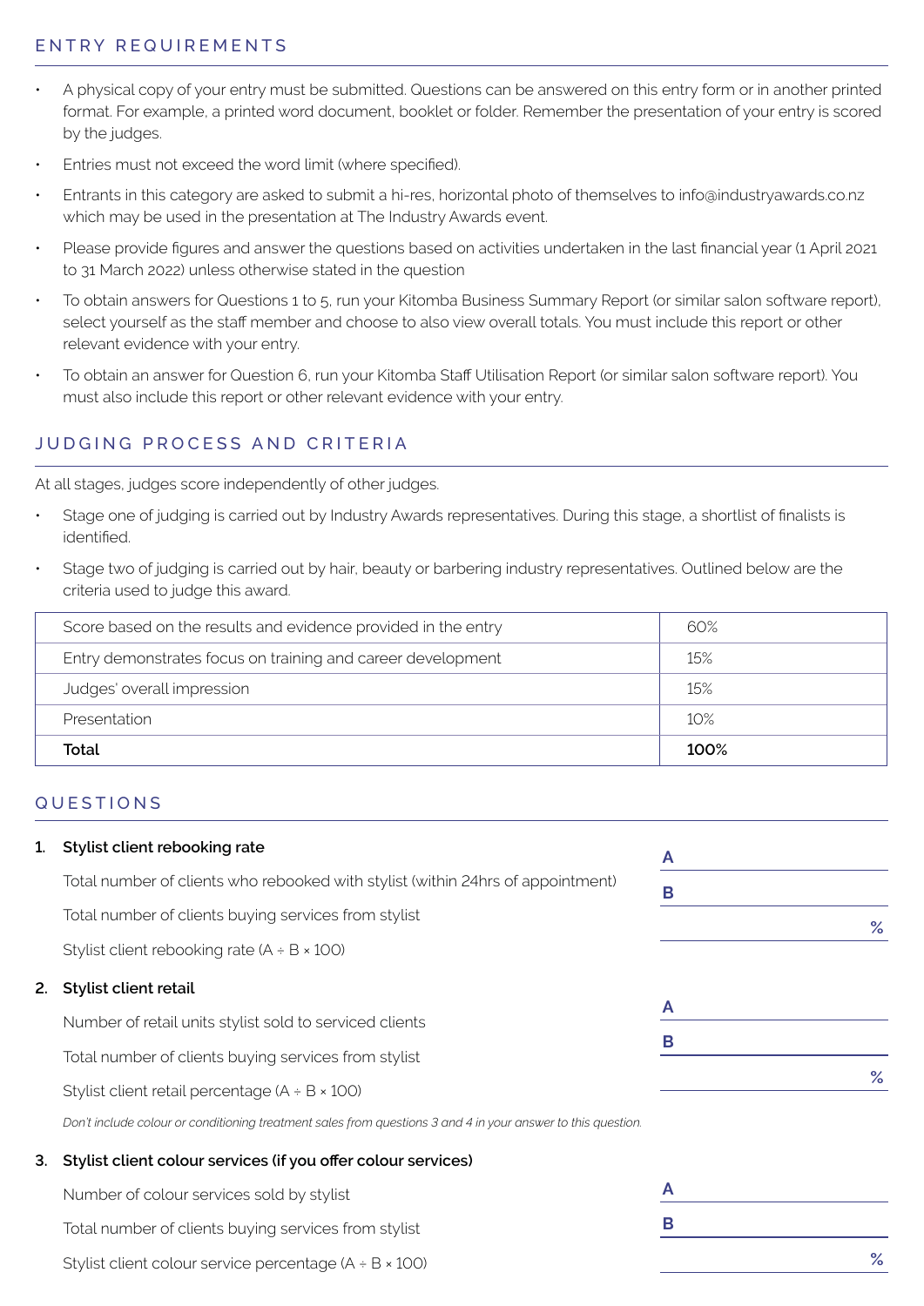## ENTRY REQUIREMENTS

- A physical copy of your entry must be submitted. Questions can be answered on this entry form or in another printed format. For example, a printed word document, booklet or folder. Remember the presentation of your entry is scored by the judges.
- Entries must not exceed the word limit (where specified).
- Entrants in this category are asked to submit a hi-res, horizontal photo of themselves to info@industryawards.co.nz which may be used in the presentation at The Industry Awards event.
- Please provide figures and answer the questions based on activities undertaken in the last financial year (1 April 2021 to 31 March 2022) unless otherwise stated in the question
- To obtain answers for Questions 1 to 5, run your Kitomba Business Summary Report (or similar salon software report), select yourself as the staff member and choose to also view overall totals. You must include this report or other relevant evidence with your entry.
- To obtain an answer for Question 6, run your Kitomba Staff Utilisation Report (or similar salon software report). You must also include this report or other relevant evidence with your entry.

## JUDGING PROCESS AND CRITERIA

At all stages, judges score independently of other judges.

- Stage one of judging is carried out by Industry Awards representatives. During this stage, a shortlist of finalists is identified.
- Stage two of judging is carried out by hair, beauty or barbering industry representatives. Outlined below are the criteria used to judge this award.

| | |
|---|---|
| Score based on the results and evidence provided in the entry | 60% |
| Entry demonstrates focus on training and career development | 15% |
| Judges' overall impression | 15% |
| Presentation | 10% |
| **Total** | **100%** |

## QUESTIONS

1. **Stylist client rebooking rate**

   Total number of client who rebooked with stylist (within 24hrs of appointment) **A** \_\_\_\_\_\_\_\_

   Total number of clients buying services from stylist **B** \_\_\_\_\_\_\_\_

   Stylist client rebooking rate (A ÷ B × 100) \_\_\_\_\_\_\_\_ %

2. **Stylist client retail**

   Number of retail units stylist sold to serviced clients **A** \_\_\_\_\_\_\_\_

   Total number of clients buying services from stylist **B** \_\_\_\_\_\_\_\_

   Stylist client retail percentage (A ÷ B × 100) \_\_\_\_\_\_\_\_ %

   *Don't include colour or conditioning treatment sales from questions 3 and 4 in your answer to this question.*

3. **Stylist client colour services (if you offer colour services)**

   Number of colour services sold by stylist **A** \_\_\_\_\_\_\_\_

   Total number of clients buying services from stylist **B** \_\_\_\_\_\_\_\_

   Stylist client colour service percentage (A ÷ B × 100) \_\_\_\_\_\_\_\_ %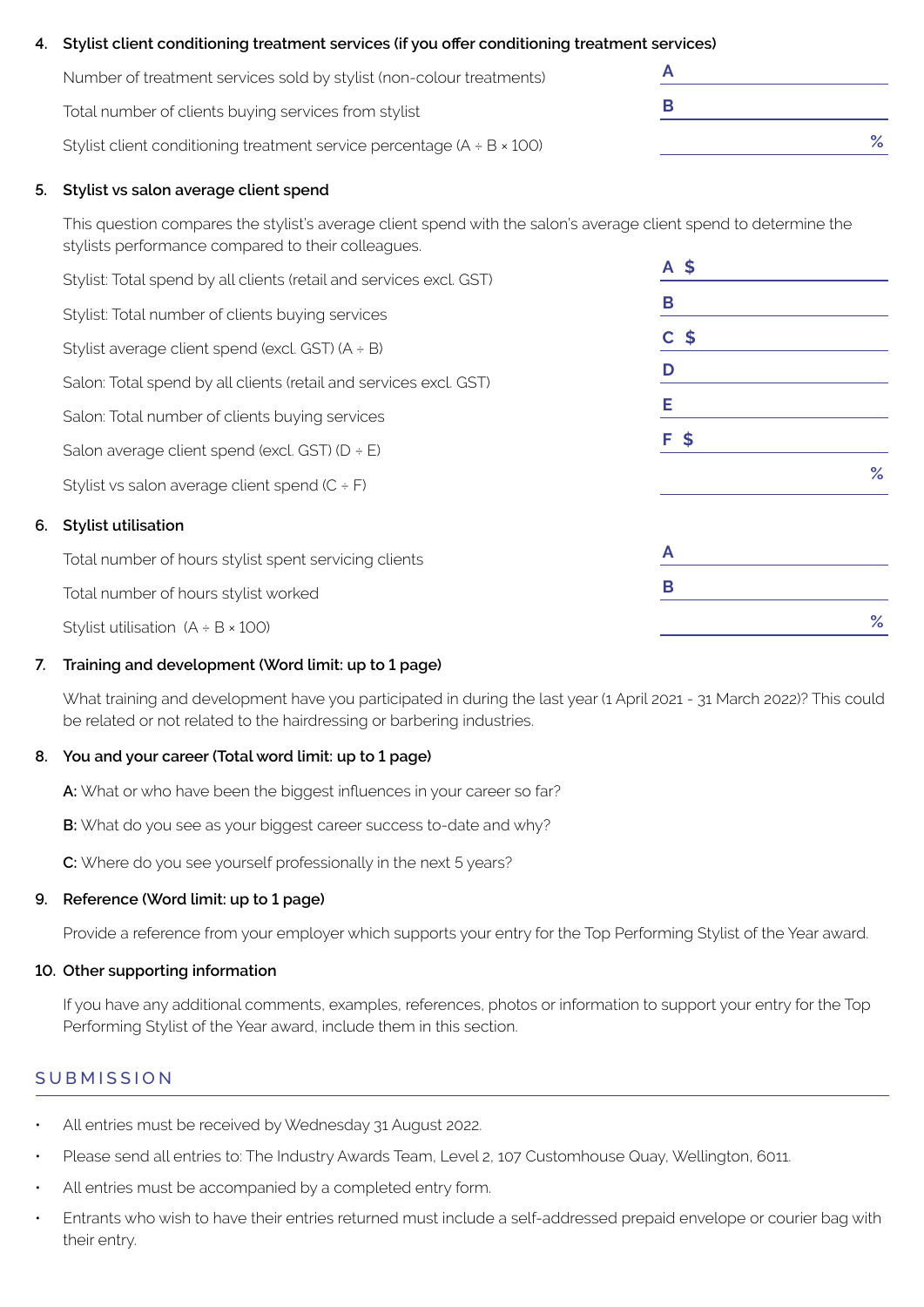4. **Stylist client conditioning treatment services (if you offer conditioning treatment services)**

| | |
|---|---|
| Number of treatment services sold by stylist (non-colour treatments) | **A** |
| Total number of clients buying services from stylist | **B** |
| Stylist client conditioning treatment service percentage (A ÷ B × 100) | % |

5. **Stylist vs salon average client spend**

This question compares the stylist's average client spend with the salon's average client spend to determine the stylists performance compared to their colleagues.

| | |
|---|---|
| Stylist: Total spend by all clients (retail and services excl. GST) | **A $** |
| Stylist: Total number of clients buying services | **B** |
| Stylist average client spend (excl. GST) (A ÷ B) | **C $** |
| Salon: Total spend by all clients (retail and services excl. GST) | **D** |
| Salon: Total number of clients buying services | **E** |
| Salon average client spend (excl. GST) (D ÷ E) | **F $** |
| Stylist vs salon average client spend (C ÷ F) | % |

6. **Stylist utilisation**

| | |
|---|---|
| Total number of hours stylist spent servicing clients | **A** |
| Total number of hours stylist worked | **B** |
| Stylist utilisation (A ÷ B × 100) | % |

7. **Training and development (Word limit: up to 1 page)**

What training and development have you participated in during the last year (1 April 2021 - 31 March 2022)? This could be related or not related to the hairdressing or barbering industries.

8. **You and your career (Total word limit: up to 1 page)**

**A:** What or who have been the biggest influences in your career so far?

**B:** What do you see as your biggest career success to-date and why?

**C:** Where do you see yourself professionally in the next 5 years?

9. **Reference (Word limit: up to 1 page)**

Provide a reference from your employer which supports your entry for the Top Performing Stylist of the Year award.

10. **Other supporting information**

If you have any additional comments, examples, references, photos or information to support your entry for the Top Performing Stylist of the Year award, include them in this section.

## SUBMISSION

- All entries must be received by Wednesday 31 August 2022.
- Please send all entries to: The Industry Awards Team, Level 2, 107 Customhouse Quay, Wellington, 6011.
- All entries must be accompanied by a completed entry form.
- Entrants who wish to have their entries returned must include a self-addressed prepaid envelope or courier bag with their entry.